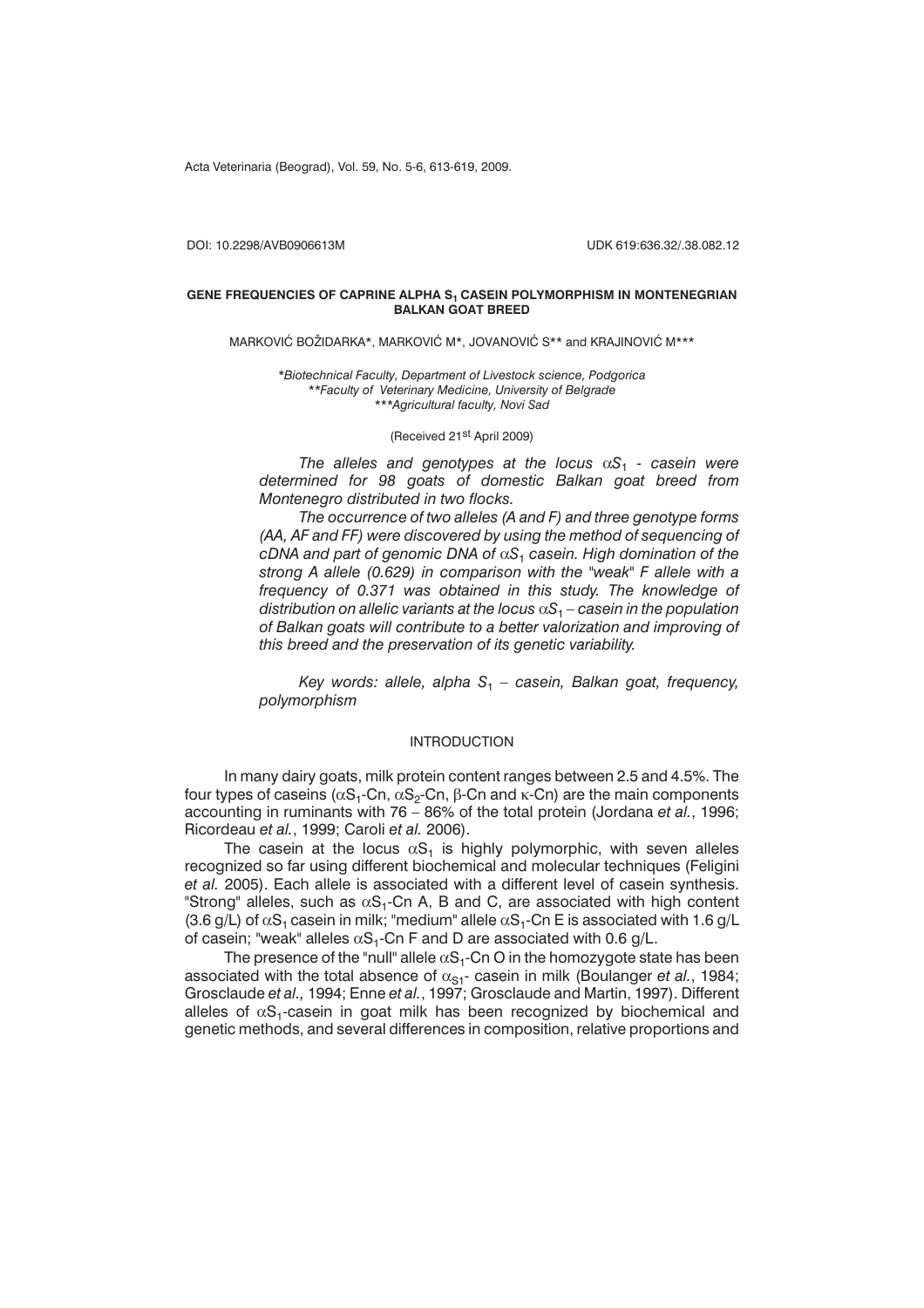DOI: 10.2298/AVB0906613M UDK 619:636.32/.38.082.12

# GENE FREQUENCIES OF CAPRINE ALPHA $S_1$ CASEIN POLYMORPHISM IN MONTENEGRIAN BALKAN GOAT BREED

MARKOVIĆ BOŽIDARKA*, MARKOVIĆ M*, JOVANOVIĆ S** and KRAJINOVIĆ M***

*\*Biotechnical Faculty, Department of Livestock science, Podgorica*
*\*\*Faculty of Veterinary Medicine, University of Belgrade*
*\*\*\*Agricultural faculty, Novi Sad*

(Received 21st April 2009)

*The alleles and genotypes at the locus $\alpha S_1$ - casein were determined for 98 goats of domestic Balkan goat breed from Montenegro distributed in two flocks.*

*The occurrence of two alleles (A and F) and three genotype forms (AA, AF and FF) were discovered by using the method of sequencing of cDNA and part of genomic DNA of $\alpha S_1$ casein. High domination of the strong A allele (0.629) in comparison with the "weak" F allele with a frequency of 0.371 was obtained in this study. The knowledge of distribution on allelic variants at the locus $\alpha S_1$ – casein in the population of Balkan goats will contribute to a better valorization and improving of this breed and the preservation of its genetic variability.*

*Key words: allele, alpha $S_1$ – casein, Balkan goat, frequency, polymorphism*

## INTRODUCTION

In many dairy goats, milk protein content ranges between 2.5 and 4.5%. The four types of caseins ($\alpha S_1$-Cn, $\alpha S_2$-Cn, $\beta$-Cn and $\kappa$-Cn) are the main components accounting in ruminants with 76 – 86% of the total protein (Jordana *et al.*, 1996; Ricordeau *et al.*, 1999; Caroli *et al.* 2006).

The casein at the locus $\alpha S_1$ is highly polymorphic, with seven alleles recognized so far using different biochemical and molecular techniques (Feligini *et al.* 2005). Each allele is associated with a different level of casein synthesis. "Strong" alleles, such as $\alpha S_1$-Cn A, B and C, are associated with high content (3.6 g/L) of $\alpha S_1$ casein in milk; "medium" allele $\alpha S_1$-Cn E is associated with 1.6 g/L of casein; "weak" alleles $\alpha S_1$-Cn F and D are associated with 0.6 g/L.

The presence of the "null" allele $\alpha S_1$-Cn O in the homozygote state has been associated with the total absence of $\alpha_{S1}$- casein in milk (Boulanger *et al.*, 1984; Grosclaude *et al.,* 1994; Enne *et al.*, 1997; Grosclaude and Martin, 1997). Different alleles of $\alpha S_1$-casein in goat milk has been recognized by biochemical and genetic methods, and several differences in composition, relative proportions and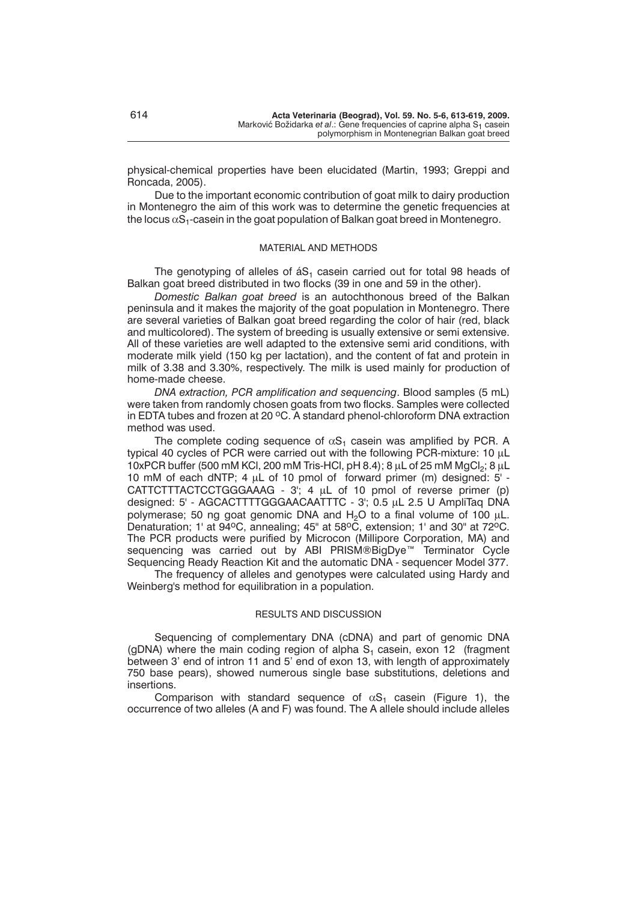physical-chemical properties have been elucidated (Martin, 1993; Greppi and Roncada, 2005).

Due to the important economic contribution of goat milk to dairy production in Montenegro the aim of this work was to determine the genetic frequencies at the locus $\alpha S_1$-casein in the goat population of Balkan goat breed in Montenegro.

## MATERIAL AND METHODS

The genotyping of alleles of á$S_1$ casein carried out for total 98 heads of Balkan goat breed distributed in two flocks (39 in one and 59 in the other).

*Domestic Balkan goat breed* is an autochthonous breed of the Balkan peninsula and it makes the majority of the goat population in Montenegro. There are several varieties of Balkan goat breed regarding the color of hair (red, black and multicolored). The system of breeding is usually extensive or semi extensive. All of these varieties are well adapted to the extensive semi arid conditions, with moderate milk yield (150 kg per lactation), and the content of fat and protein in milk of 3.38 and 3.30%, respectively. The milk is used mainly for production of home-made cheese.

*DNA extraction, PCR amplification and sequencing*. Blood samples (5 mL) were taken from randomly chosen goats from two flocks. Samples were collected in EDTA tubes and frozen at 20 ºC. A standard phenol-chloroform DNA extraction method was used.

The complete coding sequence of $\alpha S_1$ casein was amplified by PCR. A typical 40 cycles of PCR were carried out with the following PCR-mixture: 10 μL 10xPCR buffer (500 mM KCl, 200 mM Tris-HCl, pH 8.4); 8 μL of 25 mM $MgCl_2$; 8 μL 10 mM of each dNTP; 4 μL of 10 pmol of forward primer (m) designed: 5' - CATTCTTTACTCCTGGGAAAG - 3'; 4 μL of 10 pmol of reverse primer (p) designed: 5' - AGCACTTTTGGGAACAATTTC - 3'; 0.5 μL 2.5 U AmpliTaq DNA polymerase; 50 ng goat genomic DNA and $H_2O$ to a final volume of 100 μL. Denaturation; 1' at 94ºC, annealing; 45" at 58ºC, extension; 1' and 30" at 72ºC. The PCR products were purified by Microcon (Millipore Corporation, MA) and sequencing was carried out by ABI PRISM®BigDye™ Terminator Cycle Sequencing Ready Reaction Kit and the automatic DNA - sequencer Model 377.

The frequency of alleles and genotypes were calculated using Hardy and Weinberg's method for equilibration in a population.

## RESULTS AND DISCUSSION

Sequencing of complementary DNA (cDNA) and part of genomic DNA (gDNA) where the main coding region of alpha $S_1$ casein, exon 12 (fragment between 3' end of intron 11 and 5' end of exon 13, with length of approximately 750 base pears), showed numerous single base substitutions, deletions and insertions.

Comparison with standard sequence of $\alpha S_1$ casein (Figure 1), the occurrence of two alleles (A and F) was found. The A allele should include alleles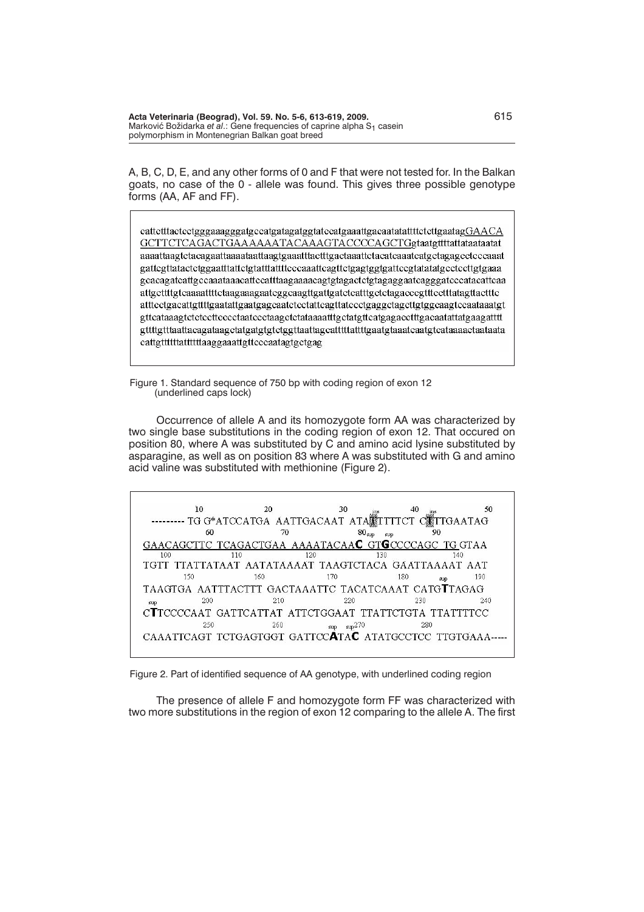A, B, C, D, E, and any other forms of 0 and F that were not tested for. In the Balkan goats, no case of the 0 - allele was found. This gives three possible genotype forms (AA, AF and FF).

```
cattctttactcctgggaaagggatgccatgatagatggtatccatgaaattgacaatatattttctcttgaatagGAACA
GCTTCTCAGACTGAAAAAATACAAAGTACCCCAGCTGgtaatgttttattataataatat
aaaattaagtctacagaattaaaataattaagtgaaatttactttgactaaattctacatcaaatcatgctagagcctcccaaat
gattcgttatactctggaatttattctgtatttattttcccaaattcagttctgagtggtgattccgtatatatgcctccttgtgaaa
gcacagatcattgccaaataaacattccatttaagaaaacagtgtagactctgtagaggaatcagggatcccatacattcaa
attgcttttgtcaaaattttctaagaaagaatcggcaagttgattgatctcatttgctctagacccgtttcctttatagttactttc
atttcctgacattgttttgaatattgaatgagcaatctcctattcagttatccctgaggctagcttgtggcaagtccaataaatgt
gttcataaagtctctccttcccctaatccctaagctctataaaatttgctatgttcatgagacctttgacaatattatgaagatttt
gttttgtttaattacagataagctatgatgtgtctggttaattagcatttttattttgaatgtaaatcaatgtcataaaactaataata
cattgtttttatttttttaaggaaattgttcccaatagtgctgag
```

Figure 1. Standard sequence of 750 bp with coding region of exon 12 (underlined caps lock)

Occurrence of allele A and its homozygote form AA was characterized by two single base substitutions in the coding region of exon 12. That occured on position 80, where A was substituted by C and amino acid lysine substituted by asparagine, as well as on position 83 where A was substituted with G and amino acid valine was substituted with methionine (Figure 2).

```
         10         20         30     ins   40  ins      50
--------- TG G*ATCCATGA AATTGACAAT ATATTTTTCT CTTTGAATAG
         60         70         80 sup  sup   90
GAACAGCTTC TCAGACTGAA AAAATACAAC GTGCCCCAGC TG GTAA
   100        110        120        130        140
TGTT TTATTATAAT AATATAAAAT TAAGTCTACA GAATTAAAAT AAT
    150        160        170        180   sup  190
TAAGTGA AATTTACTTT GACTAAATTC TACATCAAAT CATGTTAGAG
sup   200        210        220        230        240
CTTCCCCAAT GATTCATTAT ATTCTGGAAT TTATTCTGTA TTATTTTCC
    250        260    sup  sup270        280
CAAATTCAGT TCTGAGTGGT GATTCCATAC ATATGCCTCC TTGTGAAA-----
```

Figure 2. Part of identified sequence of AA genotype, with underlined coding region

The presence of allele F and homozygote form FF was characterized with two more substitutions in the region of exon 12 comparing to the allele A. The first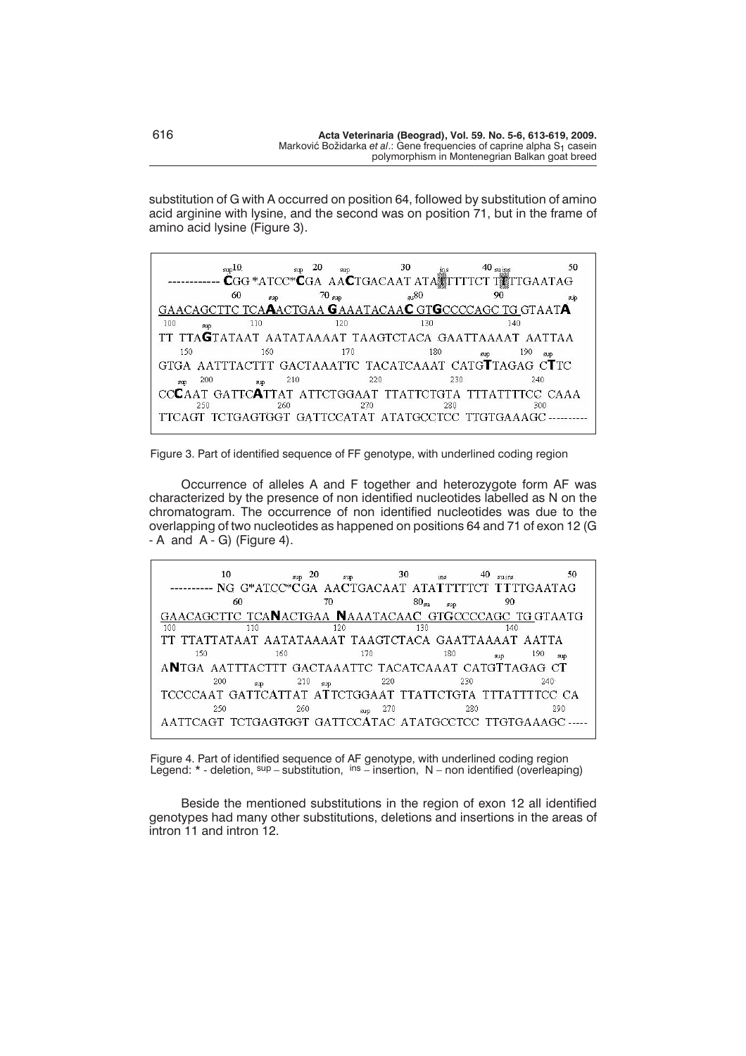substitution of G with A occurred on position 64, followed by substitution of amino acid arginine with lysine, and the second was on position 71, but in the frame of amino acid lysine (Figure 3).

```
       sup10        sup  20    sup          30      ins      40 su ins       50
----------- CGG *ATCC*CGA  AACTGACAAT ATATTTTTCT TTTTGAATAG
          60        sup      70 sup         su80              90            sup
GAACAGCTTC TCAAACTGAA GAAATACAAC GTGCCCCAGC TG GTAATA
100    sup      110          120          130          140
TT TTAGTATAAT AATATAAAAT TAAGTCTACA GAATTAAAAT AATTAA
  150          160          170          180      sup   190   sup
GTGA AATTTACTTT GACTAAATTC TACATCAAAT CATGTTAGAG CTTC
 sup  200      sup    210          220          230          240
CCCAAT GATTCATTAT ATTCTGGAAT TTATTCTGTA TTTATTTTCC CAAA
     250          260          270          280          300
TTCAGT TCTGAGTGGT GATTCCATAT ATATGCCTCC TTGTGAAAGC ----------
```

Figure 3. Part of identified sequence of FF genotype, with underlined coding region

Occurrence of alleles A and F together and heterozygote form AF was characterized by the presence of non identified nucleotides labelled as N on the chromatogram. The occurrence of non identified nucleotides was due to the overlapping of two nucleotides as happened on positions 64 and 71 of exon 12 (G - A and A - G) (Figure 4).

```
        10             sup  20     sup          30       ins      40  su ins       50
---------- NG G*ATCC*CGA AACTGACAAT ATATTTTTCT TTTTGAATAG
          60            70              80su    sup          90
GAACAGCTTC TCANACTGAA NAAATACAAC GTGCCCCAGC TG GTAATG
100          110          120          130          140
TT TTATTATAAT AATATAAAAT TAAGTCTACA GAATTAAAAT AATTA
   150          160          170          180      sup   190   sup
ANTGA AATTTACTTT GACTAAATTC TACATCAAAT CATGTTAGAG CT
     200     sup    210   sup       220          230          240
TCCCCAAT GATTCATTAT ATTCTGGAAT TTATTCTGTA TTTATTTTCC CA
     250          260      sup  270          280          290
AATTCAGT TCTGAGTGGT GATTCCATAC ATATGCCTCC TTGTGAAAGC -----
```

Figure 4. Part of identified sequence of AF genotype, with underlined coding region
Legend: * - deletion, sup – substitution, ins – insertion, N – non identified (overleaping)

Beside the mentioned substitutions in the region of exon 12 all identified genotypes had many other substitutions, deletions and insertions in the areas of intron 11 and intron 12.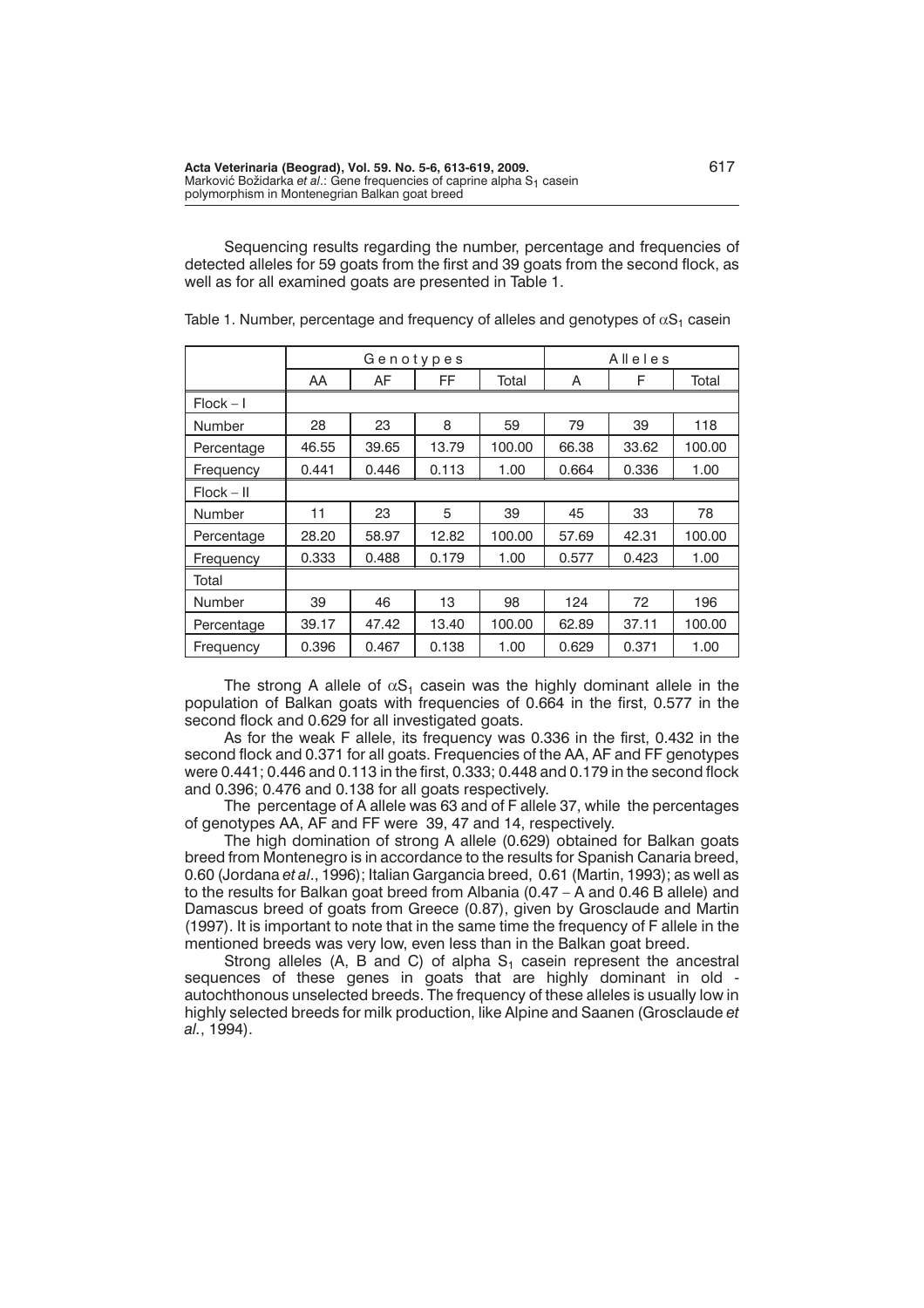Sequencing results regarding the number, percentage and frequencies of detected alleles for 59 goats from the first and 39 goats from the second flock, as well as for all examined goats are presented in Table 1.

Table 1. Number, percentage and frequency of alleles and genotypes of $\alpha S_1$ casein

| | Genotypes | | | | Alleles | | |
|---|---|---|---|---|---|---|---|
| | AA | AF | FF | Total | A | F | Total |
| Flock – I | | | | | | | |
| Number | 28 | 23 | 8 | 59 | 79 | 39 | 118 |
| Percentage | 46.55 | 39.65 | 13.79 | 100.00 | 66.38 | 33.62 | 100.00 |
| Frequency | 0.441 | 0.446 | 0.113 | 1.00 | 0.664 | 0.336 | 1.00 |
| Flock – II | | | | | | | |
| Number | 11 | 23 | 5 | 39 | 45 | 33 | 78 |
| Percentage | 28.20 | 58.97 | 12.82 | 100.00 | 57.69 | 42.31 | 100.00 |
| Frequency | 0.333 | 0.488 | 0.179 | 1.00 | 0.577 | 0.423 | 1.00 |
| Total | | | | | | | |
| Number | 39 | 46 | 13 | 98 | 124 | 72 | 196 |
| Percentage | 39.17 | 47.42 | 13.40 | 100.00 | 62.89 | 37.11 | 100.00 |
| Frequency | 0.396 | 0.467 | 0.138 | 1.00 | 0.629 | 0.371 | 1.00 |

The strong A allele of $\alpha S_1$ casein was the highly dominant allele in the population of Balkan goats with frequencies of 0.664 in the first, 0.577 in the second flock and 0.629 for all investigated goats.

As for the weak F allele, its frequency was 0.336 in the first, 0.432 in the second flock and 0.371 for all goats. Frequencies of the AA, AF and FF genotypes were 0.441; 0.446 and 0.113 in the first, 0.333; 0.448 and 0.179 in the second flock and 0.396; 0.476 and 0.138 for all goats respectively.

The percentage of A allele was 63 and of F allele 37, while the percentages of genotypes AA, AF and FF were 39, 47 and 14, respectively.

The high domination of strong A allele (0.629) obtained for Balkan goats breed from Montenegro is in accordance to the results for Spanish Canaria breed, 0.60 (Jordana *et al*., 1996); Italian Gargancia breed, 0.61 (Martin, 1993); as well as to the results for Balkan goat breed from Albania (0.47 – A and 0.46 B allele) and Damascus breed of goats from Greece (0.87), given by Grosclaude and Martin (1997). It is important to note that in the same time the frequency of F allele in the mentioned breeds was very low, even less than in the Balkan goat breed.

Strong alleles (A, B and C) of alpha $S_1$ casein represent the ancestral sequences of these genes in goats that are highly dominant in old - autochthonous unselected breeds. The frequency of these alleles is usually low in highly selected breeds for milk production, like Alpine and Saanen (Grosclaude *et al*., 1994).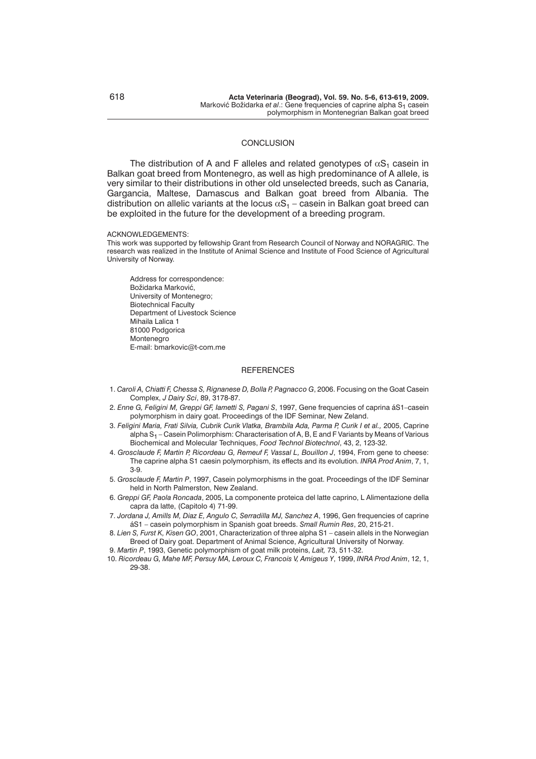## CONCLUSION

The distribution of A and F alleles and related genotypes of $\alpha S_1$ casein in Balkan goat breed from Montenegro, as well as high predominance of A allele, is very similar to their distributions in other old unselected breeds, such as Canaria, Gargancia, Maltese, Damascus and Balkan goat breed from Albania. The distribution on allelic variants at the locus $\alpha S_1$ – casein in Balkan goat breed can be exploited in the future for the development of a breeding program.

ACKNOWLEDGEMENTS:

This work was supported by fellowship Grant from Research Council of Norway and NORAGRIC. The research was realized in the Institute of Animal Science and Institute of Food Science of Agricultural University of Norway.

Address for correspondence:
Božidarka Marković,
University of Montenegro;
Biotechnical Faculty
Department of Livestock Science
Mihaila Lalica 1
81000 Podgorica
Montenegro
E-mail: bmarkovic@t-com.me

## REFERENCES

1. *Caroli A, Chiatti F, Chessa S, Rignanese D, Bolla P, Pagnacco G*, 2006. Focusing on the Goat Casein Complex, *J Dairy Sci*, 89, 3178-87.
2. *Enne G, Feligini M, Greppi GF, Iametti S, Pagani S*, 1997, Gene frequencies of caprina áS1–casein polymorphism in dairy goat. Proceedings of the IDF Seminar, New Zeland.
3. *Feligini Maria, Frati Silvia, Cubrik Curik Vlatka, Brambila Ada, Parma P, Curik I et al.,* 2005, Caprine alpha $S_1$ – Casein Polimorphism: Characterisation of A, B, E and F Variants by Means of Various Biochemical and Molecular Techniques, *Food Technol Biotechnol*, 43, 2, 123-32.
4. *Grosclaude F, Martin P, Ricordeau G, Remeuf F, Vassal L, Bouillon J*, 1994, From gene to cheese: The caprine alpha S1 caesin polymorphism, its effects and its evolution. *INRA Prod Anim*, 7, 1, 3-9.
5. *Grosclaude F, Martin P*, 1997, Casein polymorphisms in the goat. Proceedings of the IDF Seminar held in North Palmerston, New Zealand.
6. *Greppi GF, Paola Roncada*, 2005, La componente proteica del latte caprino, L Alimentazione della capra da latte, (Capitolo 4) 71-99.
7. *Jordana J, Amills M, Diaz E, Angulo C, Serradilla MJ, Sanchez A*, 1996, Gen frequencies of caprine áS1 – casein polymorphism in Spanish goat breeds. *Small Rumin Res*, 20, 215-21.
8. *Lien S, Furst K, Kisen GO*, 2001, Characterization of three alpha S1 – casein allels in the Norwegian Breed of Dairy goat. Department of Animal Science, Agricultural University of Norway.
9. *Martin P*, 1993, Genetic polymorphism of goat milk proteins, *Lait,* 73, 511-32.
10. *Ricordeau G, Mahe MF, Persuy MA, Leroux C, Francois V, Amigeus Y*, 1999, *INRA Prod Anim*, 12, 1, 29-38.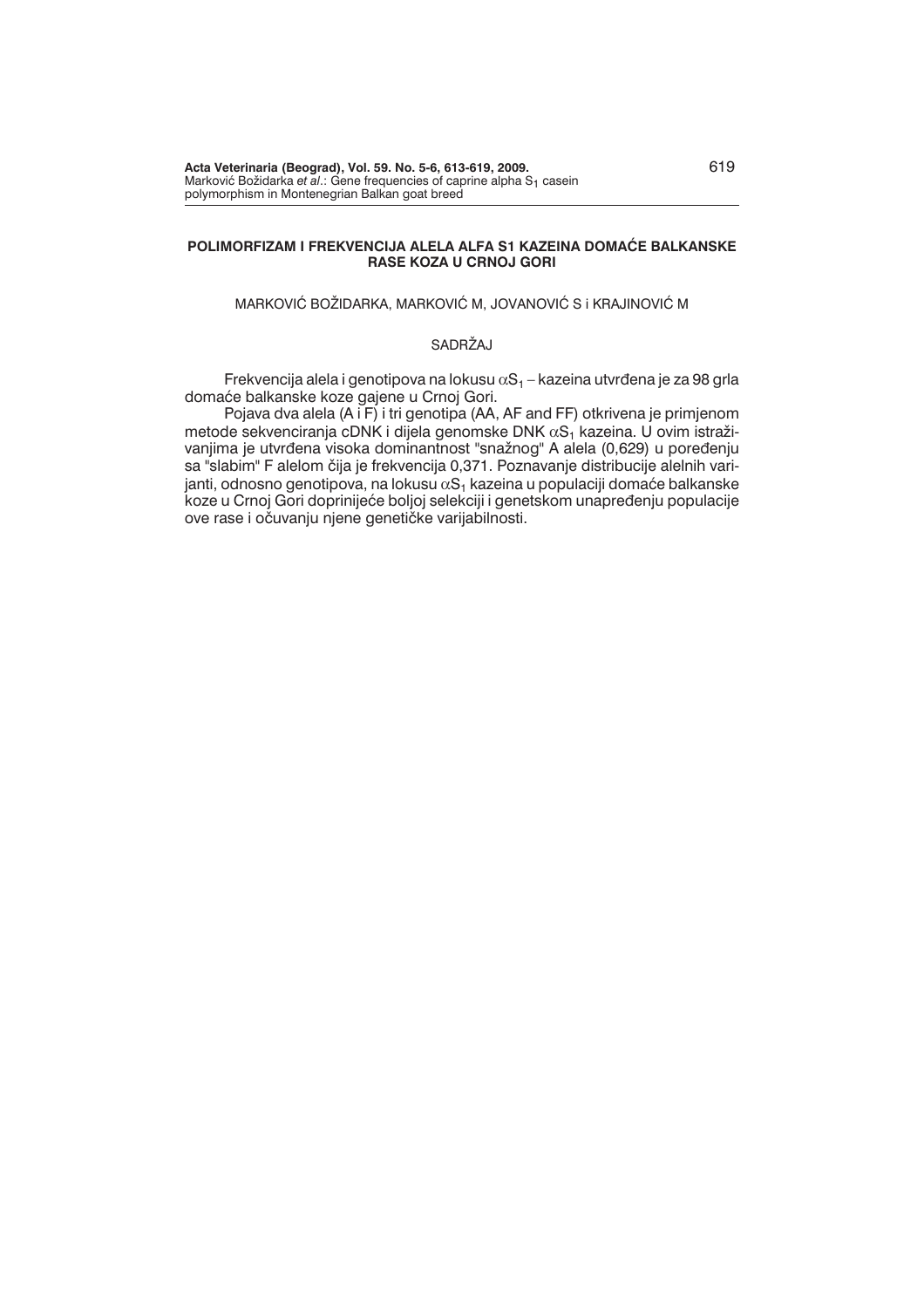## POLIMORFIZAM I FREKVENCIJA ALELA ALFA S1 KAZEINA DOMAĆE BALKANSKE RASE KOZA U CRNOJ GORI

MARKOVIĆ BOŽIDARKA, MARKOVIĆ M, JOVANOVIĆ S i KRAJINOVIĆ M

### SADRŽAJ

Frekvencija alela i genotipova na lokusu $\alpha S_1$ – kazeina utvrđena je za 98 grla domaće balkanske koze gajene u Crnoj Gori.

Pojava dva alela (A i F) i tri genotipa (AA, AF and FF) otkrivena je primjenom metode sekvenciranja cDNK i dijela genomske DNK $\alpha S_1$ kazeina. U ovim istraživanjima je utvrđena visoka dominantnost "snažnog" A alela (0,629) u poređenju sa "slabim" F alelom čija je frekvencija 0,371. Poznavanje distribucije alelnih varijanti, odnosno genotipova, na lokusu $\alpha S_1$ kazeina u populaciji domaće balkanske koze u Crnoj Gori doprinijeće boljoj selekciji i genetskom unapređenju populacije ove rase i očuvanju njene genetičke varijabilnosti.